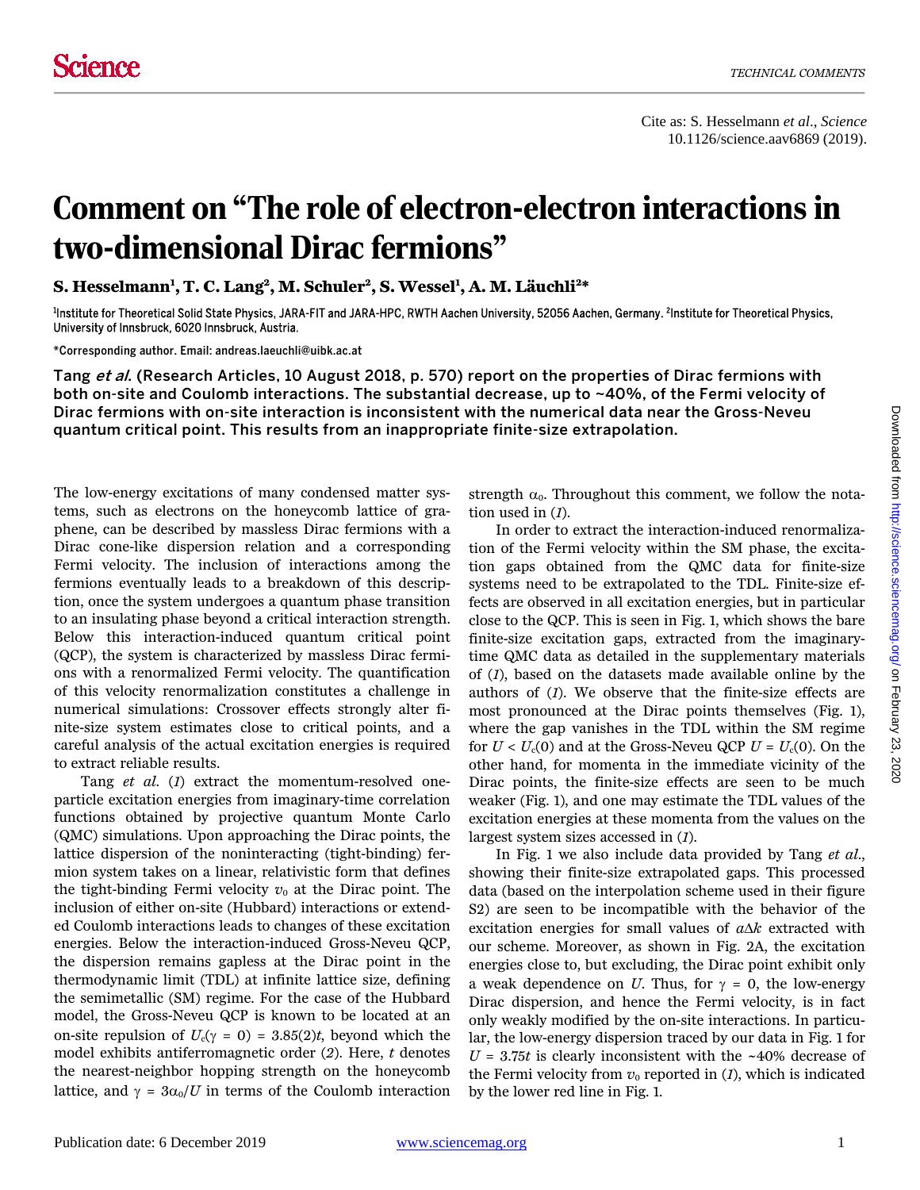# Comment on "The role of electron-electron interactions in two-dimensional Dirac fermions"

**S. Hesselmann[1], T. C. Lang[2], M. Schuler[2], S. Wessel[1], A. M. Läuchli[2]***

[1]Institute for Theoretical Solid State Physics, JARA-FIT and JARA-HPC, RWTH Aachen University, 52056 Aachen, Germany. [2]Institute for Theoretical Physics, University of Innsbruck, 6020 Innsbruck, Austria.

*Corresponding author. Email: andreas.laeuchli@uibk.ac.at

**Tang *et al.* (Research Articles, 10 August 2018, p. 570) report on the properties of Dirac fermions with both on-site and Coulomb interactions. The substantial decrease, up to ~40%, of the Fermi velocity of Dirac fermions with on-site interaction is inconsistent with the numerical data near the Gross-Neveu quantum critical point. This results from an inappropriate finite-size extrapolation.**

The low-energy excitations of many condensed matter systems, such as electrons on the honeycomb lattice of graphene, can be described by massless Dirac fermions with a Dirac cone-like dispersion relation and a corresponding Fermi velocity. The inclusion of interactions among the fermions eventually leads to a breakdown of this description, once the system undergoes a quantum phase transition to an insulating phase beyond a critical interaction strength. Below this interaction-induced quantum critical point (QCP), the system is characterized by massless Dirac fermions with a renormalized Fermi velocity. The quantification of this velocity renormalization constitutes a challenge in numerical simulations: Crossover effects strongly alter finite-size system estimates close to critical points, and a careful analysis of the actual excitation energies is required to extract reliable results.

Tang *et al.* (*1*) extract the momentum-resolved one-particle excitation energies from imaginary-time correlation functions obtained by projective quantum Monte Carlo (QMC) simulations. Upon approaching the Dirac points, the lattice dispersion of the noninteracting (tight-binding) fermion system takes on a linear, relativistic form that defines the tight-binding Fermi velocity $v_0$ at the Dirac point. The inclusion of either on-site (Hubbard) interactions or extended Coulomb interactions leads to changes of these excitation energies. Below the interaction-induced Gross-Neveu QCP, the dispersion remains gapless at the Dirac point in the thermodynamic limit (TDL) at infinite lattice size, defining the semimetallic (SM) regime. For the case of the Hubbard model, the Gross-Neveu QCP is known to be located at an on-site repulsion of $U_c(\gamma = 0) = 3.85(2)t$, beyond which the model exhibits antiferromagnetic order (*2*). Here, $t$ denotes the nearest-neighbor hopping strength on the honeycomb lattice, and $\gamma = 3\alpha_0/U$ in terms of the Coulomb interaction strength $\alpha_0$. Throughout this comment, we follow the notation used in (*1*).

In order to extract the interaction-induced renormalization of the Fermi velocity within the SM phase, the excitation gaps obtained from the QMC data for finite-size systems need to be extrapolated to the TDL. Finite-size effects are observed in all excitation energies, but in particular close to the QCP. This is seen in Fig. 1, which shows the bare finite-size excitation gaps, extracted from the imaginary-time QMC data as detailed in the supplementary materials of (*1*), based on the datasets made available online by the authors of (*1*). We observe that the finite-size effects are most pronounced at the Dirac points themselves (Fig. 1), where the gap vanishes in the TDL within the SM regime for $U < U_c(0)$ and at the Gross-Neveu QCP $U = U_c(0)$. On the other hand, for momenta in the immediate vicinity of the Dirac points, the finite-size effects are seen to be much weaker (Fig. 1), and one may estimate the TDL values of the excitation energies at these momenta from the values on the largest system sizes accessed in (*1*).

In Fig. 1 we also include data provided by Tang *et al.*, showing their finite-size extrapolated gaps. This processed data (based on the interpolation scheme used in their figure S2) are seen to be incompatible with the behavior of the excitation energies for small values of $a\Delta k$ extracted with our scheme. Moreover, as shown in Fig. 2A, the excitation energies close to, but excluding, the Dirac point exhibit only a weak dependence on $U$. Thus, for $\gamma = 0$, the low-energy Dirac dispersion, and hence the Fermi velocity, is in fact only weakly modified by the on-site interactions. In particular, the low-energy dispersion traced by our data in Fig. 1 for $U = 3.75t$ is clearly inconsistent with the ~40% decrease of the Fermi velocity from $v_0$ reported in (*1*), which is indicated by the lower red line in Fig. 1.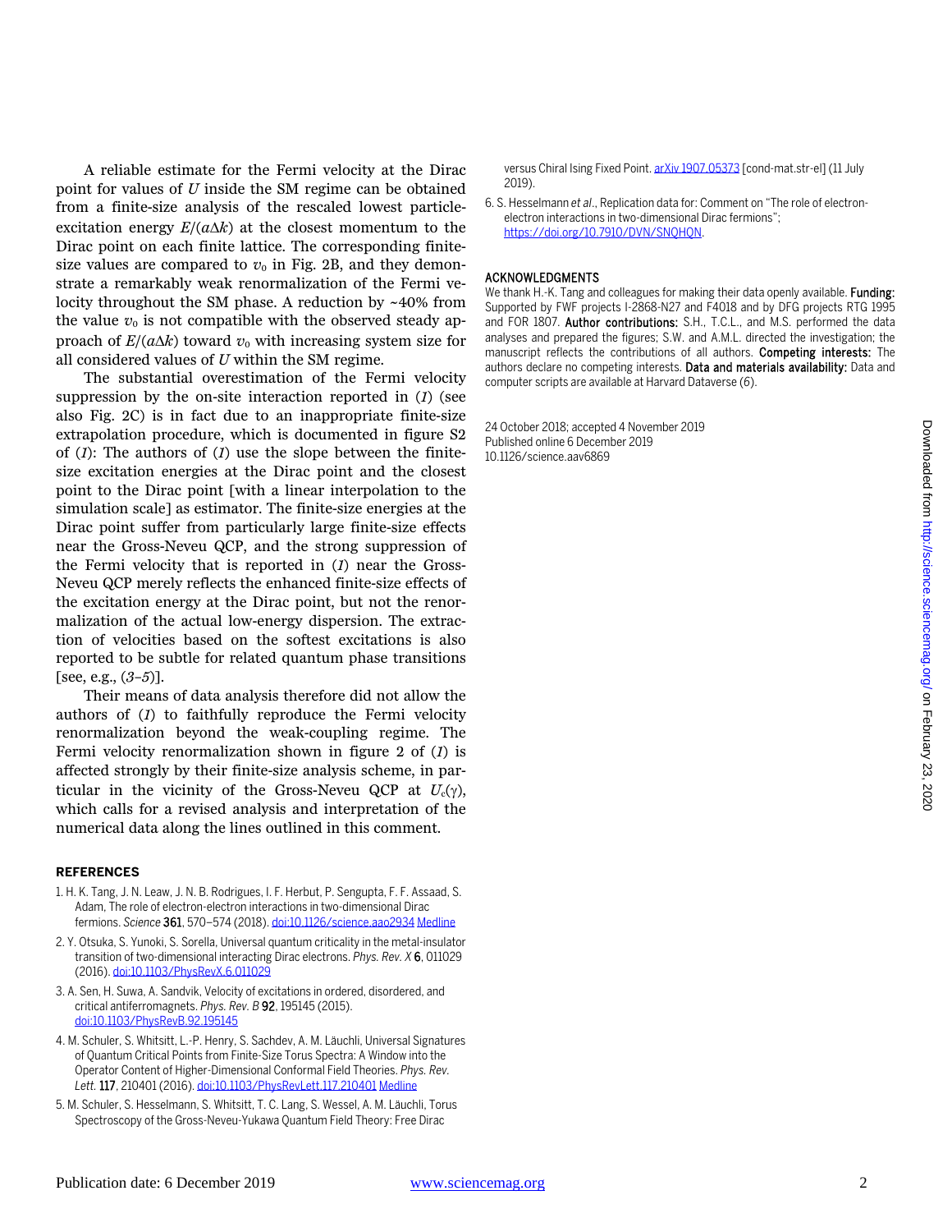A reliable estimate for the Fermi velocity at the Dirac point for values of $U$ inside the SM regime can be obtained from a finite-size analysis of the rescaled lowest particle-excitation energy $E/(a\Delta k)$ at the closest momentum to the Dirac point on each finite lattice. The corresponding finite-size values are compared to $v_0$ in Fig. 2B, and they demonstrate a remarkably weak renormalization of the Fermi velocity throughout the SM phase. A reduction by ~40% from the value $v_0$ is not compatible with the observed steady approach of $E/(a\Delta k)$ toward $v_0$ with increasing system size for all considered values of $U$ within the SM regime.

The substantial overestimation of the Fermi velocity suppression by the on-site interaction reported in (*1*) (see also Fig. 2C) is in fact due to an inappropriate finite-size extrapolation procedure, which is documented in figure S2 of (*1*): The authors of (*1*) use the slope between the finite-size excitation energies at the Dirac point and the closest point to the Dirac point [with a linear interpolation to the simulation scale] as estimator. The finite-size energies at the Dirac point suffer from particularly large finite-size effects near the Gross-Neveu QCP, and the strong suppression of the Fermi velocity that is reported in (*1*) near the Gross-Neveu QCP merely reflects the enhanced finite-size effects of the excitation energy at the Dirac point, but not the renormalization of the actual low-energy dispersion. The extraction of velocities based on the softest excitations is also reported to be subtle for related quantum phase transitions [see, e.g., (*3*–*5*)].

Their means of data analysis therefore did not allow the authors of (*1*) to faithfully reproduce the Fermi velocity renormalization beyond the weak-coupling regime. The Fermi velocity renormalization shown in figure 2 of (*1*) is affected strongly by their finite-size analysis scheme, in particular in the vicinity of the Gross-Neveu QCP at $U_c(\gamma)$, which calls for a revised analysis and interpretation of the numerical data along the lines outlined in this comment.

## REFERENCES

1. H. K. Tang, J. N. Leaw, J. N. B. Rodrigues, I. F. Herbut, P. Sengupta, F. F. Assaad, S. Adam, The role of electron-electron interactions in two-dimensional Dirac fermions. *Science* **361**, 570–574 (2018). doi:10.1126/science.aao2934 Medline
2. Y. Otsuka, S. Yunoki, S. Sorella, Universal quantum criticality in the metal-insulator transition of two-dimensional interacting Dirac electrons. *Phys. Rev. X* **6**, 011029 (2016). doi:10.1103/PhysRevX.6.011029
3. A. Sen, H. Suwa, A. Sandvik, Velocity of excitations in ordered, disordered, and critical antiferromagnets. *Phys. Rev. B* **92**, 195145 (2015). doi:10.1103/PhysRevB.92.195145
4. M. Schuler, S. Whitsitt, L.-P. Henry, S. Sachdev, A. M. Läuchli, Universal Signatures of Quantum Critical Points from Finite-Size Torus Spectra: A Window into the Operator Content of Higher-Dimensional Conformal Field Theories. *Phys. Rev. Lett.* **117**, 210401 (2016). doi:10.1103/PhysRevLett.117.210401 Medline
5. M. Schuler, S. Hesselmann, S. Whitsitt, T. C. Lang, S. Wessel, A. M. Läuchli, Torus Spectroscopy of the Gross-Neveu-Yukawa Quantum Field Theory: Free Dirac versus Chiral Ising Fixed Point. arXiv 1907.05373 [cond-mat.str-el] (11 July 2019).
6. S. Hesselmann *et al*., Replication data for: Comment on "The role of electron-electron interactions in two-dimensional Dirac fermions"; https://doi.org/10.7910/DVN/SNQHQN.

## ACKNOWLEDGMENTS

We thank H.-K. Tang and colleagues for making their data openly available. **Funding:** Supported by FWF projects I-2868-N27 and F4018 and by DFG projects RTG 1995 and FOR 1807. **Author contributions:** S.H., T.C.L., and M.S. performed the data analyses and prepared the figures; S.W. and A.M.L. directed the investigation; the manuscript reflects the contributions of all authors. **Competing interests:** The authors declare no competing interests. **Data and materials availability:** Data and computer scripts are available at Harvard Dataverse (6).

24 October 2018; accepted 4 November 2019
Published online 6 December 2019
10.1126/science.aav6869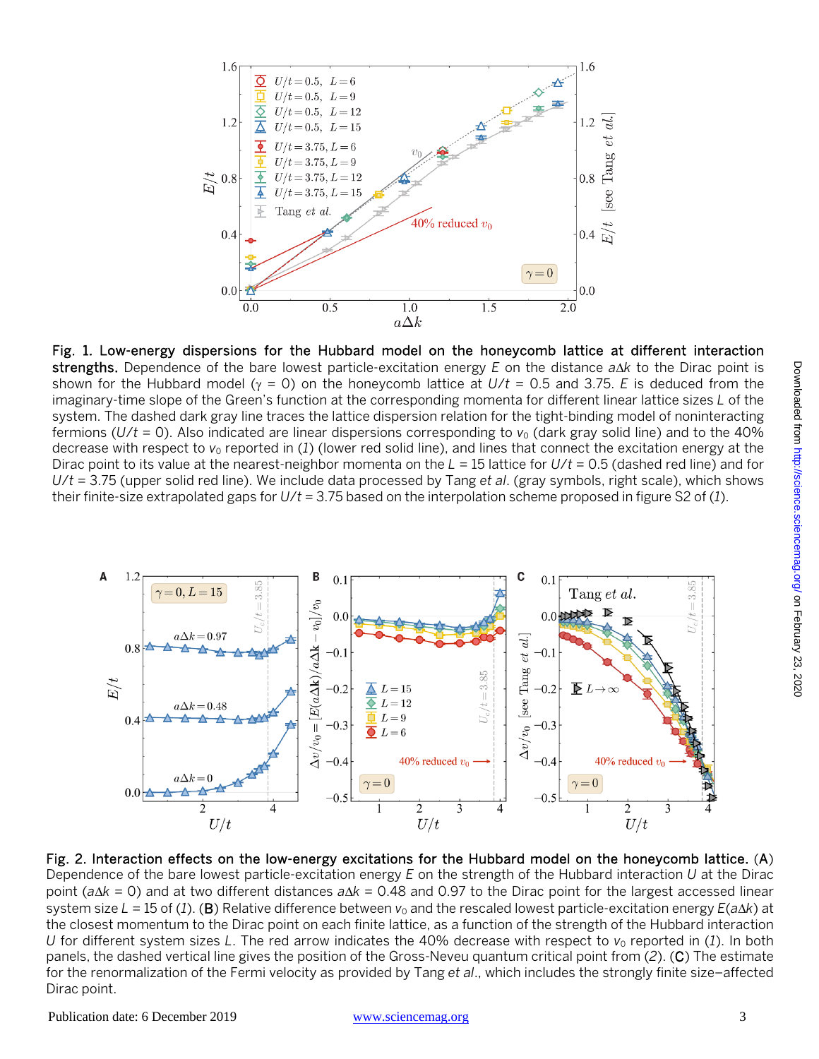**Fig. 1. Low-energy dispersions for the Hubbard model on the honeycomb lattice at different interaction strengths.** Dependence of the bare lowest particle-excitation energy $E$ on the distance $a\Delta k$ to the Dirac point is shown for the Hubbard model ($\gamma = 0$) on the honeycomb lattice at $U/t = 0.5$ and 3.75. $E$ is deduced from the imaginary-time slope of the Green's function at the corresponding momenta for different linear lattice sizes $L$ of the system. The dashed dark gray line traces the lattice dispersion relation for the tight-binding model of noninteracting fermions ($U/t = 0$). Also indicated are linear dispersions corresponding to $v_0$ (dark gray solid line) and to the 40% decrease with respect to $v_0$ reported in (*1*) (lower red solid line), and lines that connect the excitation energy at the Dirac point to its value at the nearest-neighbor momenta on the $L = 15$ lattice for $U/t = 0.5$ (dashed red line) and for $U/t = 3.75$ (upper solid red line). We include data processed by Tang *et al.* (gray symbols, right scale), which shows their finite-size extrapolated gaps for $U/t = 3.75$ based on the interpolation scheme proposed in figure S2 of (*1*).

**Fig. 2. Interaction effects on the low-energy excitations for the Hubbard model on the honeycomb lattice.** (**A**) Dependence of the bare lowest particle-excitation energy $E$ on the strength of the Hubbard interaction $U$ at the Dirac point ($a\Delta k = 0$) and at two different distances $a\Delta k = 0.48$ and 0.97 to the Dirac point for the largest accessed linear system size $L = 15$ of (*1*). (**B**) Relative difference between $v_0$ and the rescaled lowest particle-excitation energy $E(a\Delta k)$ at the closest momentum to the Dirac point on each finite lattice, as a function of the strength of the Hubbard interaction $U$ for different system sizes $L$. The red arrow indicates the 40% decrease with respect to $v_0$ reported in (*1*). In both panels, the dashed vertical line gives the position of the Gross-Neveu quantum critical point from (*2*). (**C**) The estimate for the renormalization of the Fermi velocity as provided by Tang *et al.*, which includes the strongly finite size–affected Dirac point.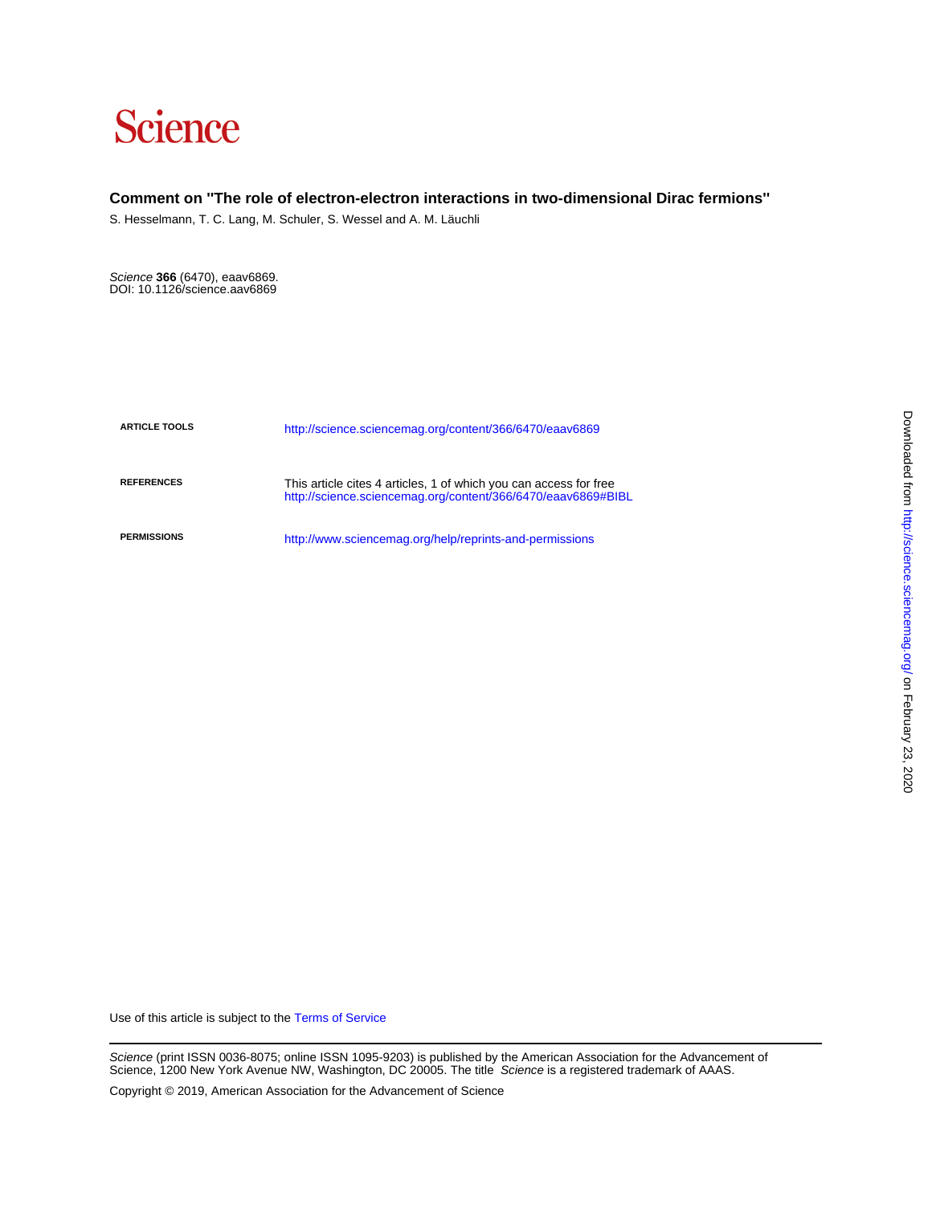# Science

**Comment on "The role of electron-electron interactions in two-dimensional Dirac fermions"**

S. Hesselmann, T. C. Lang, M. Schuler, S. Wessel and A. M. Läuchli

*Science* **366** (6470), eaav6869.
DOI: 10.1126/science.aav6869

| | |
|---|---|
| **ARTICLE TOOLS** | http://science.sciencemag.org/content/366/6470/eaav6869 |
| **REFERENCES** | This article cites 4 articles, 1 of which you can access for free http://science.sciencemag.org/content/366/6470/eaav6869#BIBL |
| **PERMISSIONS** | http://www.sciencemag.org/help/reprints-and-permissions |

Use of this article is subject to the Terms of Service

*Science* (print ISSN 0036-8075; online ISSN 1095-9203) is published by the American Association for the Advancement of Science, 1200 New York Avenue NW, Washington, DC 20005. The title *Science* is a registered trademark of AAAS.

Copyright © 2019, American Association for the Advancement of Science

Downloaded from http://science.sciencemag.org/ on February 23, 2020